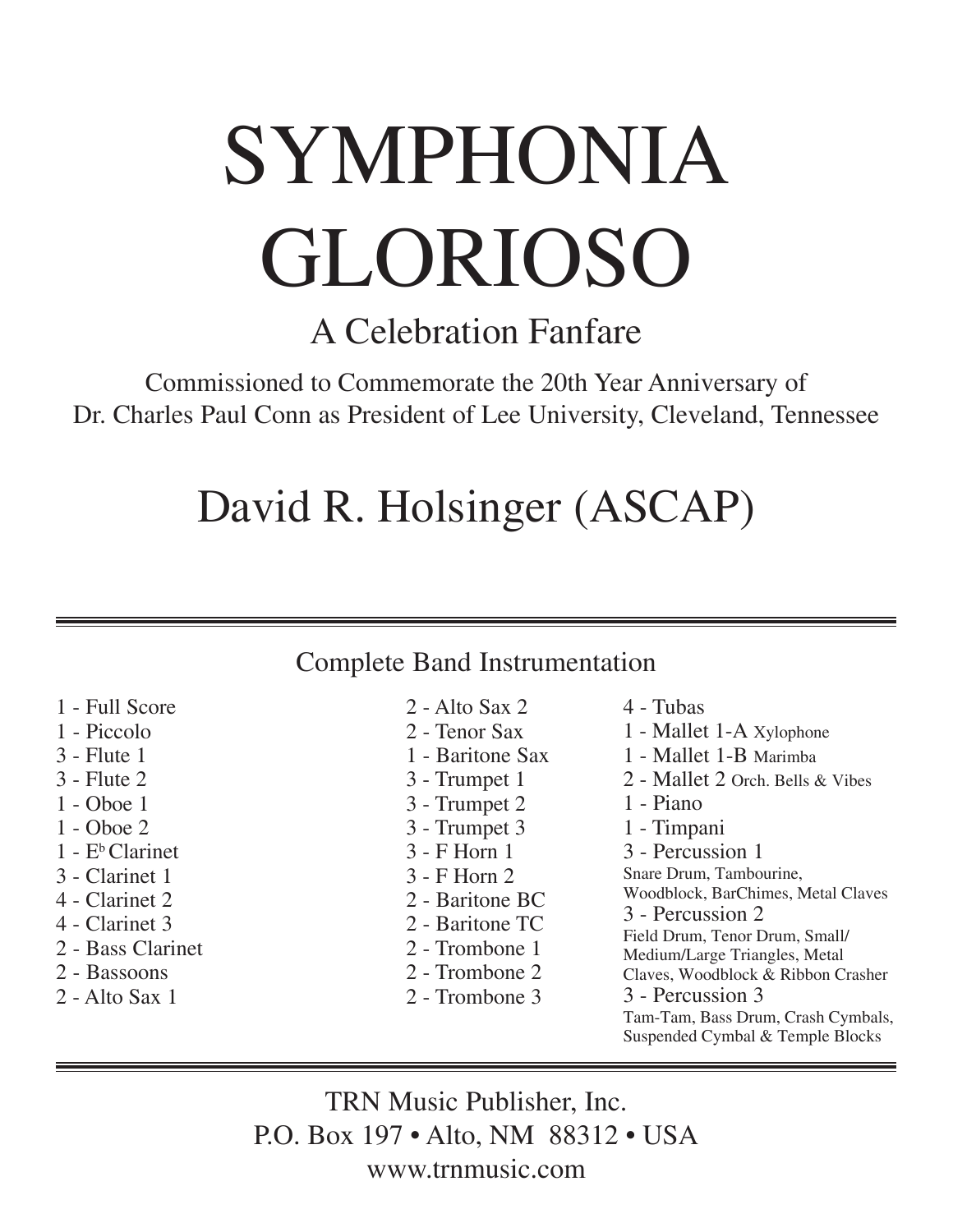# SYMPHONIA GLORIOSO

## A Celebration Fanfare

Commissioned to Commemorate the 20th Year Anniversary of
Dr. Charles Paul Conn as President of Lee University, Cleveland, Tennessee

## David R. Holsinger (ASCAP)

---

### Complete Band Instrumentation

- 1 - Full Score
- 1 - Piccolo
- 3 - Flute 1
- 3 - Flute 2
- 1 - Oboe 1
- 1 - Oboe 2
- 1 - E♭ Clarinet
- 3 - Clarinet 1
- 4 - Clarinet 2
- 4 - Clarinet 3
- 2 - Bass Clarinet
- 2 - Bassoons
- 2 - Alto Sax 1
- 2 - Alto Sax 2
- 2 - Tenor Sax
- 1 - Baritone Sax
- 3 - Trumpet 1
- 3 - Trumpet 2
- 3 - Trumpet 3
- 3 - F Horn 1
- 3 - F Horn 2
- 2 - Baritone BC
- 2 - Baritone TC
- 2 - Trombone 1
- 2 - Trombone 2
- 2 - Trombone 3
- 4 - Tubas
- 1 - Mallet 1-A Xylophone
- 1 - Mallet 1-B Marimba
- 2 - Mallet 2 Orch. Bells & Vibes
- 1 - Piano
- 1 - Timpani
- 3 - Percussion 1
  Snare Drum, Tambourine, Woodblock, BarChimes, Metal Claves
- 3 - Percussion 2
  Field Drum, Tenor Drum, Small/Medium/Large Triangles, Metal Claves, Woodblock & Ribbon Crasher
- 3 - Percussion 3
  Tam-Tam, Bass Drum, Crash Cymbals, Suspended Cymbal & Temple Blocks

---

TRN Music Publisher, Inc.
P.O. Box 197 • Alto, NM 88312 • USA
www.trnmusic.com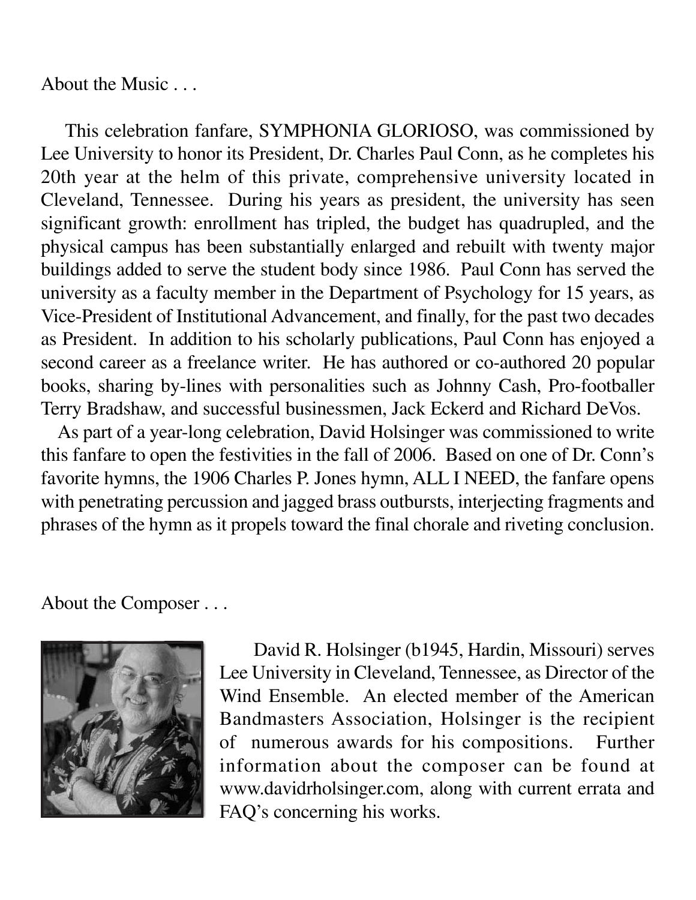About the Music . . .

This celebration fanfare, SYMPHONIA GLORIOSO, was commissioned by Lee University to honor its President, Dr. Charles Paul Conn, as he completes his 20th year at the helm of this private, comprehensive university located in Cleveland, Tennessee. During his years as president, the university has seen significant growth: enrollment has tripled, the budget has quadrupled, and the physical campus has been substantially enlarged and rebuilt with twenty major buildings added to serve the student body since 1986. Paul Conn has served the university as a faculty member in the Department of Psychology for 15 years, as Vice-President of Institutional Advancement, and finally, for the past two decades as President. In addition to his scholarly publications, Paul Conn has enjoyed a second career as a freelance writer. He has authored or co-authored 20 popular books, sharing by-lines with personalities such as Johnny Cash, Pro-footballer Terry Bradshaw, and successful businessmen, Jack Eckerd and Richard DeVos.

As part of a year-long celebration, David Holsinger was commissioned to write this fanfare to open the festivities in the fall of 2006. Based on one of Dr. Conn's favorite hymns, the 1906 Charles P. Jones hymn, ALL I NEED, the fanfare opens with penetrating percussion and jagged brass outbursts, interjecting fragments and phrases of the hymn as it propels toward the final chorale and riveting conclusion.

About the Composer . . .

David R. Holsinger (b1945, Hardin, Missouri) serves Lee University in Cleveland, Tennessee, as Director of the Wind Ensemble. An elected member of the American Bandmasters Association, Holsinger is the recipient of numerous awards for his compositions. Further information about the composer can be found at www.davidrholsinger.com, along with current errata and FAQ's concerning his works.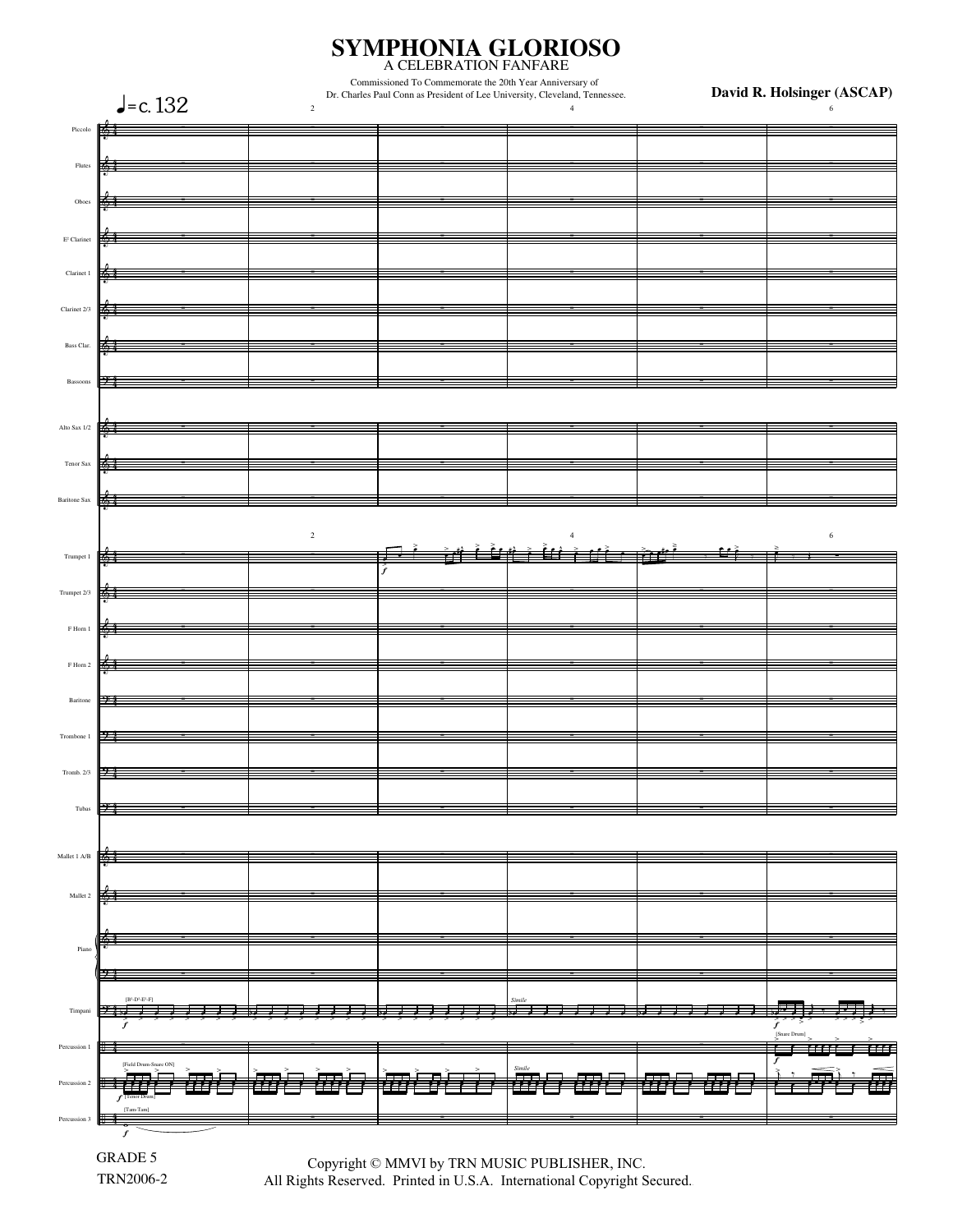# SYMPHONIA GLORIOSO

A CELEBRATION FANFARE

Commissioned To Commemorate the 20th Year Anniversary of
Dr. Charles Paul Conn as President of Lee University, Cleveland, Tennessee.

**David R. Holsinger (ASCAP)**

♩=c. 132

Piccolo
Flutes
Oboes
E♭ Clarinet
Clarinet 1
Clarinet 2/3
Bass Clar.
Bassoons
Alto Sax 1/2
Tenor Sax
Baritone Sax
Trumpet 1
Trumpet 2/3
F Horn 1
F Horn 2
Baritone
Trombone 1
Tromb. 2/3
Tubas
Mallet 1 A/B
Mallet 2
Piano
Timpani
Percussion 1
Percussion 2
Percussion 3

[B♭-D♭-E♭-F]

[Field Drum-Snare ON]

[Tenor Drum]

[Tam-Tam]

[Snare Drum]

*Simile*

GRADE 5

TRN2006-2

Copyright © MMVI by TRN MUSIC PUBLISHER, INC.
All Rights Reserved. Printed in U.S.A. International Copyright Secured.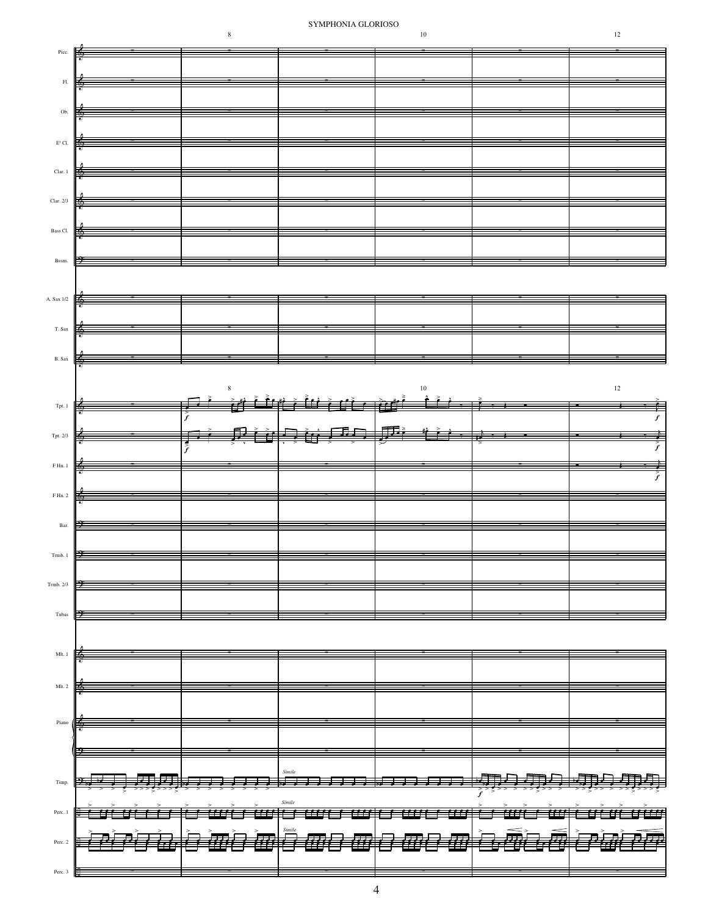# SYMPHONIA GLORIOSO